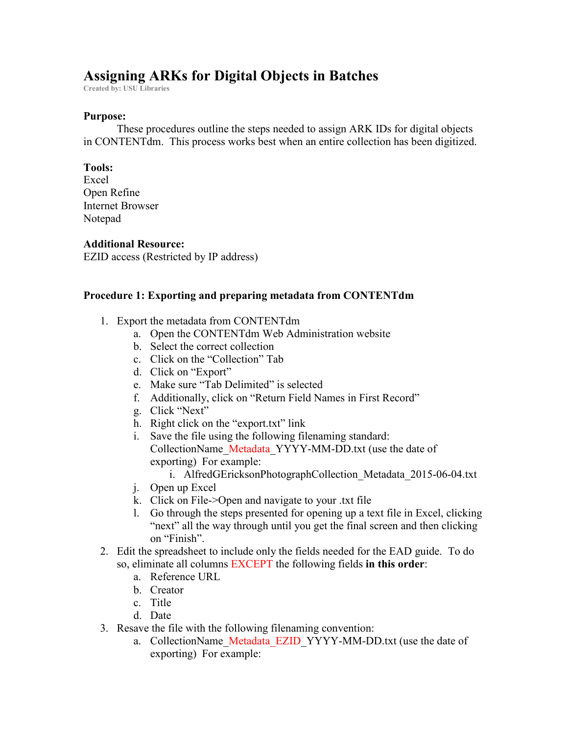# Assigning ARKs for Digital Objects in Batches

**Created by: USU Libraries**

**Purpose:**

These procedures outline the steps needed to assign ARK IDs for digital objects in CONTENTdm. This process works best when an entire collection has been digitized.

**Tools:**

Excel
Open Refine
Internet Browser
Notepad

**Additional Resource:**

EZID access (Restricted by IP address)

**Procedure 1: Exporting and preparing metadata from CONTENTdm**

1. Export the metadata from CONTENTdm
   a. Open the CONTENTdm Web Administration website
   b. Select the correct collection
   c. Click on the "Collection" Tab
   d. Click on "Export"
   e. Make sure "Tab Delimited" is selected
   f. Additionally, click on "Return Field Names in First Record"
   g. Click "Next"
   h. Right click on the "export.txt" link
   i. Save the file using the following filenaming standard: CollectionName_Metadata_YYYY-MM-DD.txt (use the date of exporting) For example:
      i. AlfredGEricksonPhotographCollection_Metadata_2015-06-04.txt
   j. Open up Excel
   k. Click on File->Open and navigate to your .txt file
   l. Go through the steps presented for opening up a text file in Excel, clicking "next" all the way through until you get the final screen and then clicking on "Finish".
2. Edit the spreadsheet to include only the fields needed for the EAD guide. To do so, eliminate all columns EXCEPT the following fields **in this order**:
   a. Reference URL
   b. Creator
   c. Title
   d. Date
3. Resave the file with the following filenaming convention:
   a. CollectionName_Metadata_EZID_YYYY-MM-DD.txt (use the date of exporting) For example: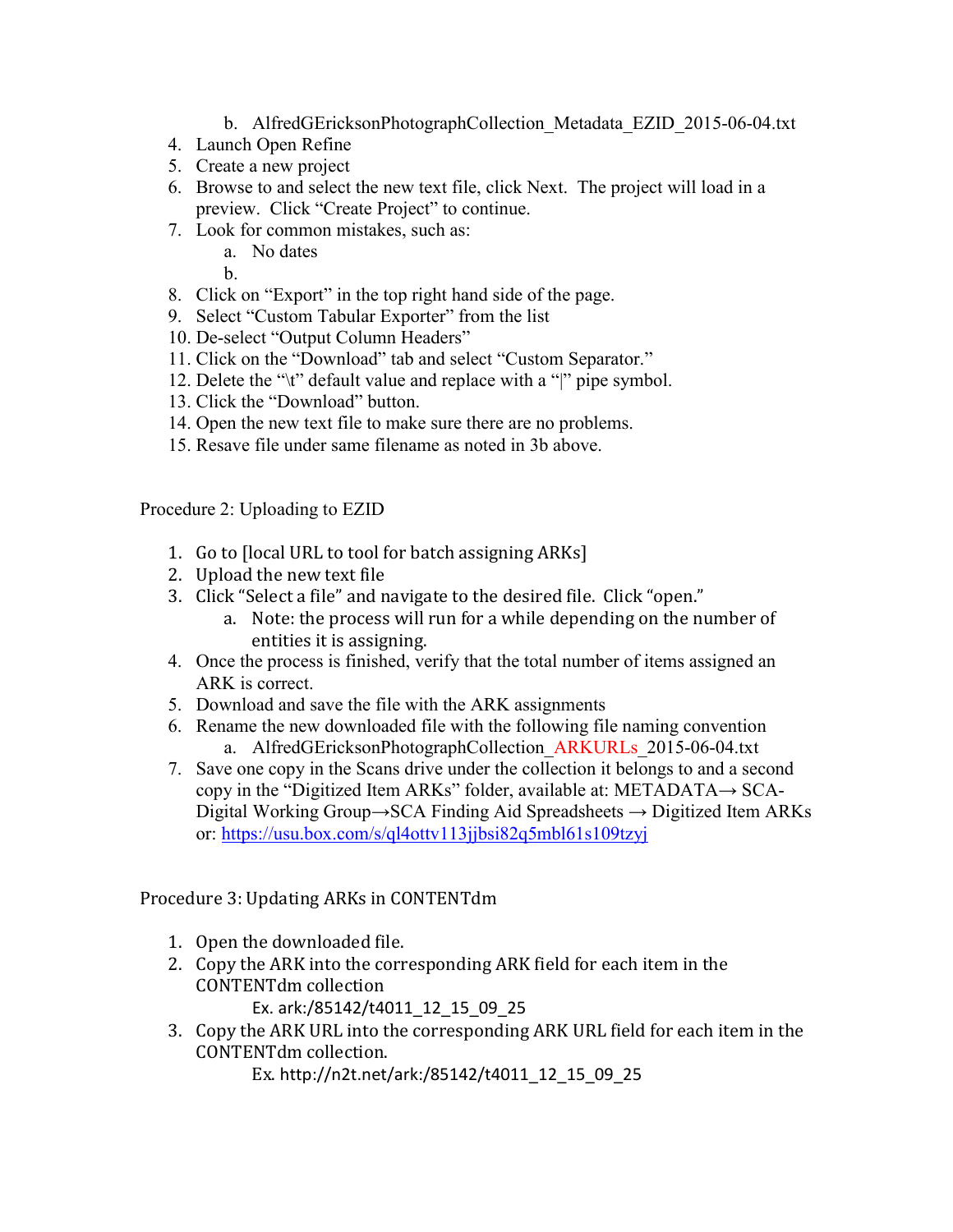b. AlfredGEricksonPhotographCollection_Metadata_EZID_2015-06-04.txt

4. Launch Open Refine
5. Create a new project
6. Browse to and select the new text file, click Next. The project will load in a preview. Click "Create Project" to continue.
7. Look for common mistakes, such as:
   a. No dates
   b.
8. Click on "Export" in the top right hand side of the page.
9. Select "Custom Tabular Exporter" from the list
10. De-select "Output Column Headers"
11. Click on the "Download" tab and select "Custom Separator."
12. Delete the "\t" default value and replace with a "|" pipe symbol.
13. Click the "Download" button.
14. Open the new text file to make sure there are no problems.
15. Resave file under same filename as noted in 3b above.

Procedure 2: Uploading to EZID

1. Go to [local URL to tool for batch assigning ARKs]
2. Upload the new text file
3. Click "Select a file" and navigate to the desired file. Click "open."
   a. Note: the process will run for a while depending on the number of entities it is assigning.
4. Once the process is finished, verify that the total number of items assigned an ARK is correct.
5. Download and save the file with the ARK assignments
6. Rename the new downloaded file with the following file naming convention
   a. AlfredGEricksonPhotographCollection_ARKURLs_2015-06-04.txt
7. Save one copy in the Scans drive under the collection it belongs to and a second copy in the "Digitized Item ARKs" folder, available at: METADATA→ SCA-Digital Working Group→SCA Finding Aid Spreadsheets → Digitized Item ARKs or: https://usu.box.com/s/ql4ottv113jjbsi82q5mbl61s109tzyj

Procedure 3: Updating ARKs in CONTENTdm

1. Open the downloaded file.
2. Copy the ARK into the corresponding ARK field for each item in the CONTENTdm collection
   Ex. ark:/85142/t4011_12_15_09_25
3. Copy the ARK URL into the corresponding ARK URL field for each item in the CONTENTdm collection.
   Ex. http://n2t.net/ark:/85142/t4011_12_15_09_25